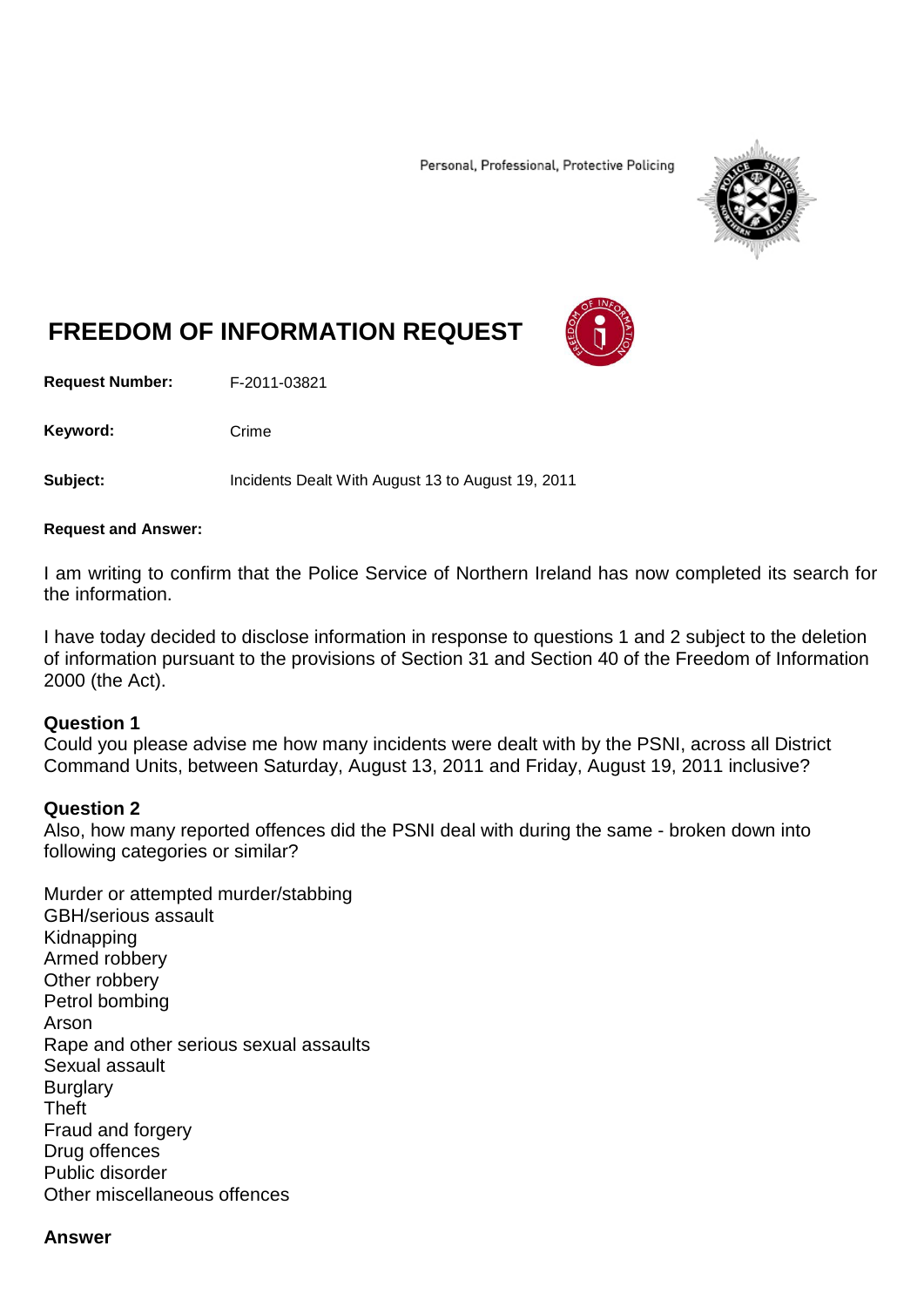Personal, Professional, Protective Policing

# FREEDOM OF INFORMATION REQUEST

**Request Number:** F-2011-03821

**Keyword:** Crime

**Subject:** Incidents Dealt With August 13 to August 19, 2011

**Request and Answer:**

I am writing to confirm that the Police Service of Northern Ireland has now completed its search for the information.

I have today decided to disclose information in response to questions 1 and 2 subject to the deletion of information pursuant to the provisions of Section 31 and Section 40 of the Freedom of Information 2000 (the Act).

**Question 1**
Could you please advise me how many incidents were dealt with by the PSNI, across all District Command Units, between Saturday, August 13, 2011 and Friday, August 19, 2011 inclusive?

**Question 2**
Also, how many reported offences did the PSNI deal with during the same - broken down into following categories or similar?

Murder or attempted murder/stabbing
GBH/serious assault
Kidnapping
Armed robbery
Other robbery
Petrol bombing
Arson
Rape and other serious sexual assaults
Sexual assault
Burglary
Theft
Fraud and forgery
Drug offences
Public disorder
Other miscellaneous offences

**Answer**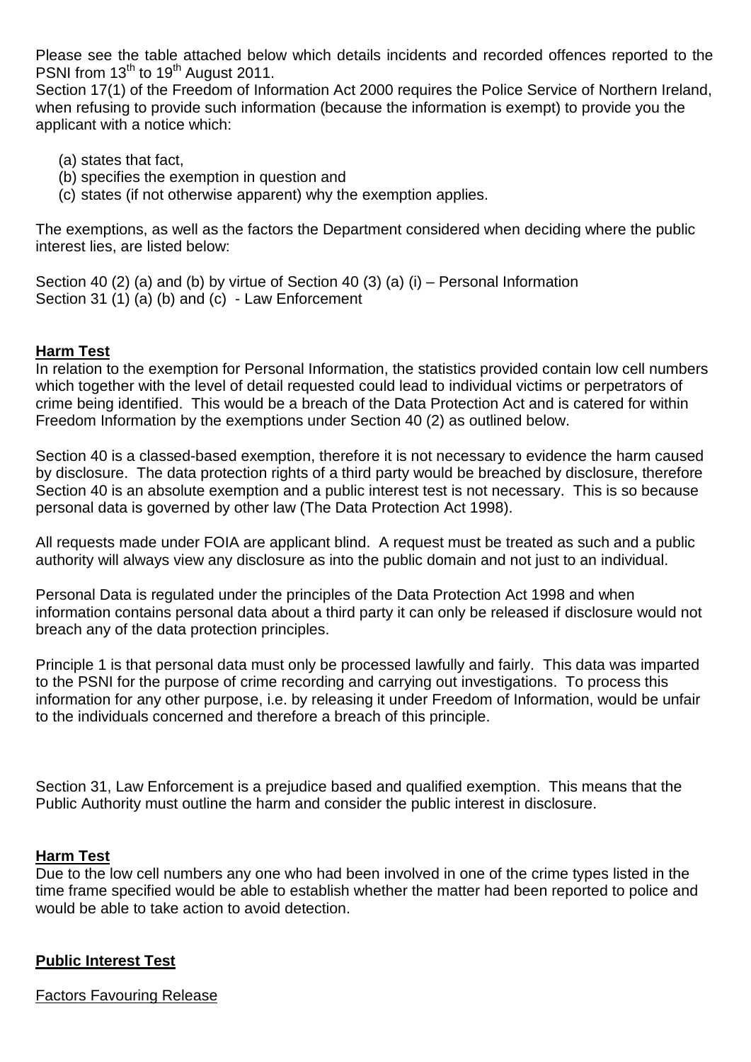Please see the table attached below which details incidents and recorded offences reported to the PSNI from 13th to 19th August 2011.

Section 17(1) of the Freedom of Information Act 2000 requires the Police Service of Northern Ireland, when refusing to provide such information (because the information is exempt) to provide you the applicant with a notice which:

(a) states that fact,
(b) specifies the exemption in question and
(c) states (if not otherwise apparent) why the exemption applies.

The exemptions, as well as the factors the Department considered when deciding where the public interest lies, are listed below:

Section 40 (2) (a) and (b) by virtue of Section 40 (3) (a) (i) – Personal Information
Section 31 (1) (a) (b) and (c) - Law Enforcement

**Harm Test**

In relation to the exemption for Personal Information, the statistics provided contain low cell numbers which together with the level of detail requested could lead to individual victims or perpetrators of crime being identified. This would be a breach of the Data Protection Act and is catered for within Freedom Information by the exemptions under Section 40 (2) as outlined below.

Section 40 is a classed-based exemption, therefore it is not necessary to evidence the harm caused by disclosure. The data protection rights of a third party would be breached by disclosure, therefore Section 40 is an absolute exemption and a public interest test is not necessary. This is so because personal data is governed by other law (The Data Protection Act 1998).

All requests made under FOIA are applicant blind. A request must be treated as such and a public authority will always view any disclosure as into the public domain and not just to an individual.

Personal Data is regulated under the principles of the Data Protection Act 1998 and when information contains personal data about a third party it can only be released if disclosure would not breach any of the data protection principles.

Principle 1 is that personal data must only be processed lawfully and fairly. This data was imparted to the PSNI for the purpose of crime recording and carrying out investigations. To process this information for any other purpose, i.e. by releasing it under Freedom of Information, would be unfair to the individuals concerned and therefore a breach of this principle.

Section 31, Law Enforcement is a prejudice based and qualified exemption. This means that the Public Authority must outline the harm and consider the public interest in disclosure.

**Harm Test**

Due to the low cell numbers any one who had been involved in one of the crime types listed in the time frame specified would be able to establish whether the matter had been reported to police and would be able to take action to avoid detection.

**Public Interest Test**

Factors Favouring Release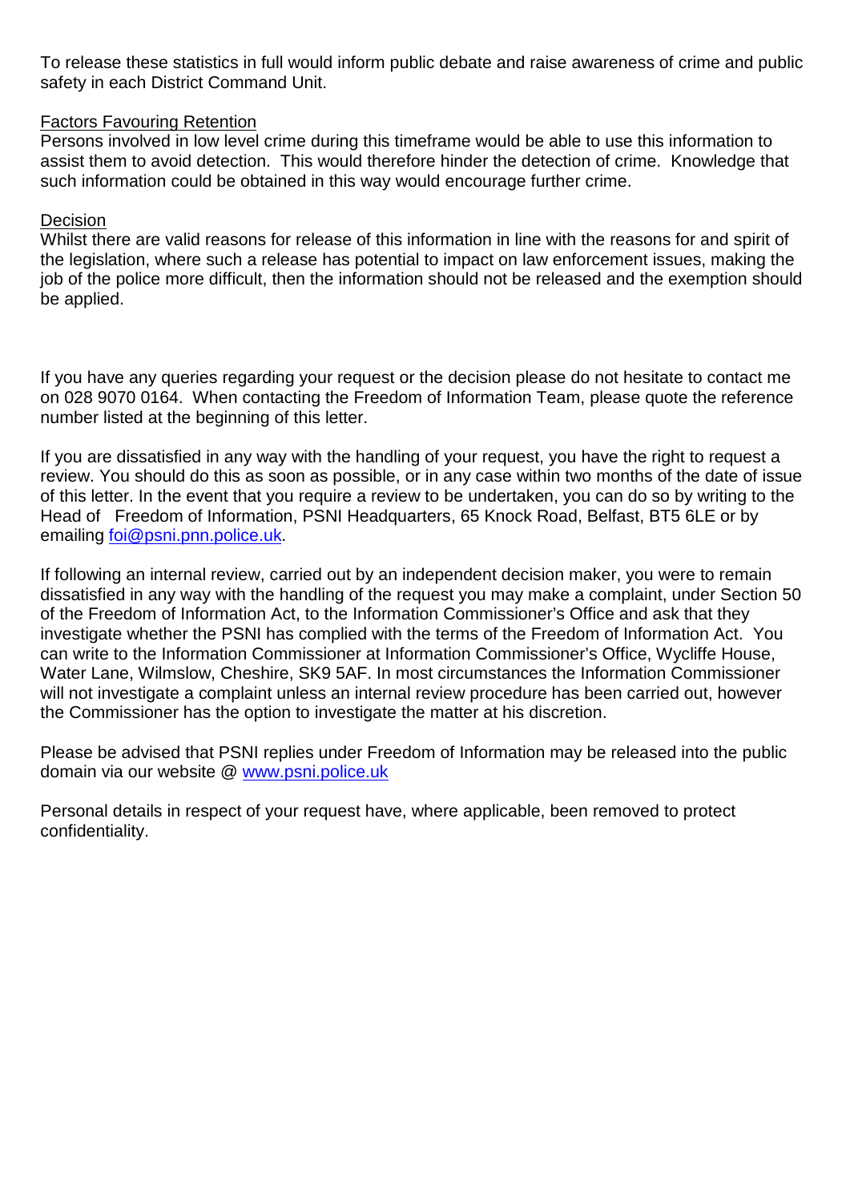To release these statistics in full would inform public debate and raise awareness of crime and public safety in each District Command Unit.

<u>Factors Favouring Retention</u>
Persons involved in low level crime during this timeframe would be able to use this information to assist them to avoid detection. This would therefore hinder the detection of crime. Knowledge that such information could be obtained in this way would encourage further crime.

<u>Decision</u>
Whilst there are valid reasons for release of this information in line with the reasons for and spirit of the legislation, where such a release has potential to impact on law enforcement issues, making the job of the police more difficult, then the information should not be released and the exemption should be applied.

If you have any queries regarding your request or the decision please do not hesitate to contact me on 028 9070 0164. When contacting the Freedom of Information Team, please quote the reference number listed at the beginning of this letter.

If you are dissatisfied in any way with the handling of your request, you have the right to request a review. You should do this as soon as possible, or in any case within two months of the date of issue of this letter. In the event that you require a review to be undertaken, you can do so by writing to the Head of Freedom of Information, PSNI Headquarters, 65 Knock Road, Belfast, BT5 6LE or by emailing [foi@psni.pnn.police.uk](mailto:foi@psni.pnn.police.uk).

If following an internal review, carried out by an independent decision maker, you were to remain dissatisfied in any way with the handling of the request you may make a complaint, under Section 50 of the Freedom of Information Act, to the Information Commissioner's Office and ask that they investigate whether the PSNI has complied with the terms of the Freedom of Information Act. You can write to the Information Commissioner at Information Commissioner's Office, Wycliffe House, Water Lane, Wilmslow, Cheshire, SK9 5AF. In most circumstances the Information Commissioner will not investigate a complaint unless an internal review procedure has been carried out, however the Commissioner has the option to investigate the matter at his discretion.

Please be advised that PSNI replies under Freedom of Information may be released into the public domain via our website @ [www.psni.police.uk](http://www.psni.police.uk)

Personal details in respect of your request have, where applicable, been removed to protect confidentiality.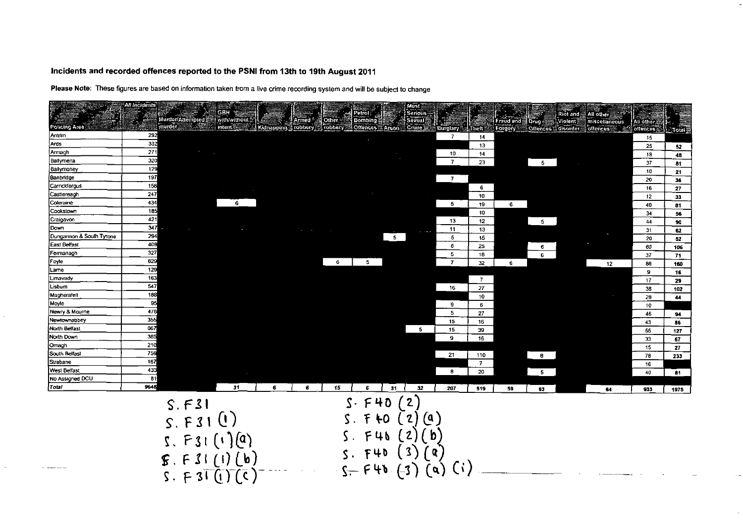## Incidents and recorded offences reported to the PSNI from 13th to 19th August 2011

**Please Note:** These figures are based on information taken from a live crime recording system and will be subject to change

| Policing Area | All incidents | Murder/Attempted murder | GBH with/without intent | Kidnapping | Armed robbery | Other robbery | Petrol Bombing Offences | Arson | Most Serious Sexual Crime | Burglary | Theft | Fraud and Forgery | Drug Offences | Riot and Violent disorder | All other miscellaneous offences | All other offences | Total |
|---|---|---|---|---|---|---|---|---|---|---|---|---|---|---|---|---|---|
| Antrim | 292 | | | | | | | | | 7 | 14 | | | | | 15 | |
| Ards | 332 | | | | | | | | | | 13 | | | | | 25 | 52 |
| Armagh | 271 | | | | | | | | | 10 | 14 | | | | | 18 | 48 |
| Ballymena | 320 | | | | | | | | | 7 | 23 | | 5 | | | 37 | 81 |
| Ballymoney | 129 | | | | | | | | | | | | | | | 10 | 21 |
| Banbridge | 197 | | | | | | | | | 7 | | | | | | 20 | 36 |
| Carrickfergus | 158 | | | | | | | | | | 6 | | | | | 16 | 27 |
| Castlereagh | 247 | | | | | | | | | | 10 | | | | | 12 | 33 |
| Coleraine | 434 | | 6 | | | | | | | 5 | 19 | 6 | | | | 40 | 81 |
| Cookstown | 185 | | | | | | | | | | 10 | | | | | 34 | 56 |
| Craigavon | 421 | | | | | | | | | 13 | 12 | | 5 | | | 44 | 90 |
| Down | 347 | | | | | | | | | 11 | 13 | | | | | 31 | 62 |
| Dungannon & South Tyrone | 294 | | | | | | | 5 | | 5 | 15 | | | | | 20 | 52 |
| East Belfast | 408 | | | | | | | | | 6 | 25 | | 6 | | | 60 | 106 |
| Fermanagh | 327 | | | | | | | | | 5 | 16 | | 6 | | | 37 | 71 |
| Foyle | 629 | | | | | 6 | 5 | | | 7 | 32 | 6 | | | 12 | 86 | 160 |
| Larne | 129 | | | | | | | | | | | | | | | 9 | 16 |
| Limavady | 163 | | | | | | | | | | 7 | | | | | 17 | 29 |
| Lisburn | 547 | | | | | | | | | 16 | 27 | | | | | 38 | 102 |
| Magherafelt | 188 | | | | | | | | | | 10 | | | | | 28 | 44 |
| Moyle | 95 | | | | | | | | | 9 | 6 | | | | | 10 | |
| Newry & Mourne | 478 | | | | | | | | | 5 | 27 | | | | | 46 | 94 |
| Newtownabbey | 355 | | | | | | | | | 15 | 16 | | | | | 43 | 86 |
| North Belfast | 867 | | | | | | | | 5 | 15 | 39 | | | | | 55 | 127 |
| North Down | 385 | | | | | | | | | 9 | 16 | | | | | 33 | 67 |
| Omagh | 210 | | | | | | | | | | | | | | | 15 | 27 |
| South Belfast | 759 | | | | | | | | | 21 | 110 | | 8 | | | 78 | 233 |
| Strabane | 167 | | | | | | | | | | 7 | | | | | 16 | |
| West Belfast | 433 | | | | | | | | | 8 | 20 | | 5 | | | 40 | 81 |
| No Assigned DCU | 81 | | | | | | | | | | | | | | | | |
| *Total* | 9648 | | 31 | 6 | 6 | 15 | 6 | 31 | 32 | 207 | 519 | 59 | 63 | | 64 | 933 | 1975 |

S. F31
S. F31 (1)
S. F31 (1) (a)
S. F31 (1) (b)
S. F31 (1) (c)

S. F40 (2)
S. F40 (2) (a)
S. F40 (2) (b)
S. F40 (3) (a)
S. F40 (3) (a) (i)